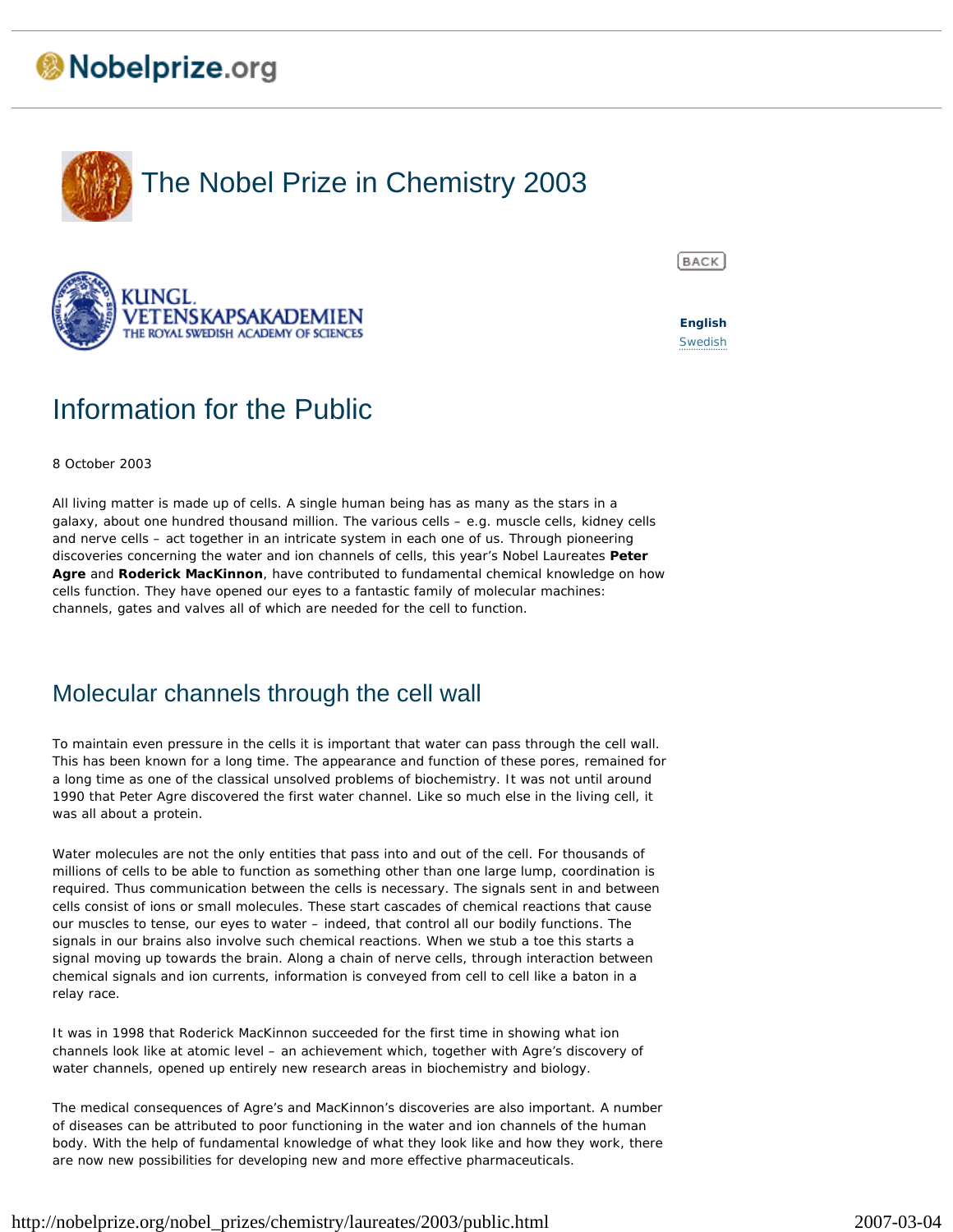# The Nobel Prize in Chemistry 2003

KUNGL. VETENSKAPSAKADEMIEN
THE ROYAL SWEDISH ACADEMY OF SCIENCES

BACK

**English**
Swedish

## Information for the Public

8 October 2003

All living matter is made up of cells. A single human being has as many as the stars in a galaxy, about one hundred thousand million. The various cells – e.g. muscle cells, kidney cells and nerve cells – act together in an intricate system in each one of us. Through pioneering discoveries concerning the water and ion channels of cells, this year's Nobel Laureates **Peter Agre** and **Roderick MacKinnon**, have contributed to fundamental chemical knowledge on how cells function. They have opened our eyes to a fantastic family of molecular machines: channels, gates and valves all of which are needed for the cell to function.

## Molecular channels through the cell wall

To maintain even pressure in the cells it is important that water can pass through the cell wall. This has been known for a long time. The appearance and function of these pores, remained for a long time as one of the classical unsolved problems of biochemistry. It was not until around 1990 that Peter Agre discovered the first water channel. Like so much else in the living cell, it was all about a protein.

Water molecules are not the only entities that pass into and out of the cell. For thousands of millions of cells to be able to function as something other than one large lump, coordination is required. Thus communication between the cells is necessary. The signals sent in and between cells consist of ions or small molecules. These start cascades of chemical reactions that cause our muscles to tense, our eyes to water – indeed, that control all our bodily functions. The signals in our brains also involve such chemical reactions. When we stub a toe this starts a signal moving up towards the brain. Along a chain of nerve cells, through interaction between chemical signals and ion currents, information is conveyed from cell to cell like a baton in a relay race.

It was in 1998 that Roderick MacKinnon succeeded for the first time in showing what ion channels look like at atomic level – an achievement which, together with Agre's discovery of water channels, opened up entirely new research areas in biochemistry and biology.

The medical consequences of Agre's and MacKinnon's discoveries are also important. A number of diseases can be attributed to poor functioning in the water and ion channels of the human body. With the help of fundamental knowledge of what they look like and how they work, there are now new possibilities for developing new and more effective pharmaceuticals.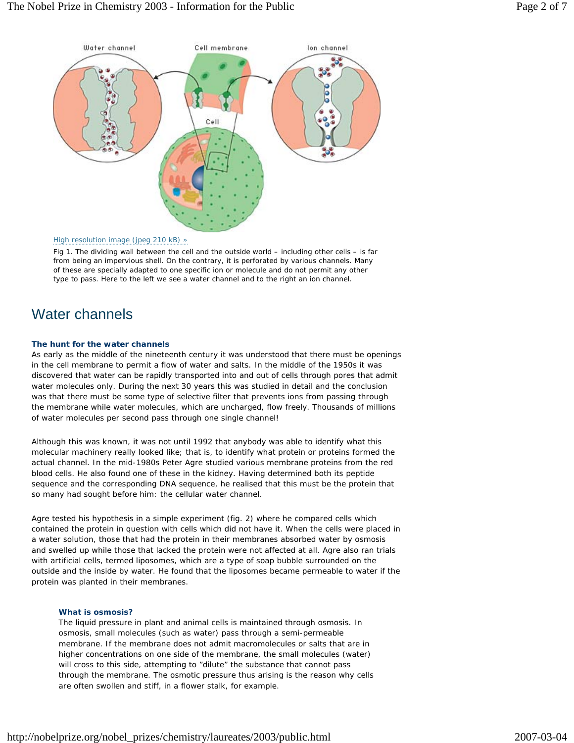High resolution image (jpeg 210 kB) »

Fig 1. The dividing wall between the cell and the outside world – including other cells – is far from being an impervious shell. On the contrary, it is perforated by various channels. Many of these are specially adapted to one specific ion or molecule and do not permit any other type to pass. Here to the left we see a water channel and to the right an ion channel.

# Water channels

### The hunt for the water channels

As early as the middle of the nineteenth century it was understood that there must be openings in the cell membrane to permit a flow of water and salts. In the middle of the 1950s it was discovered that water can be rapidly transported into and out of cells through pores that admit water molecules only. During the next 30 years this was studied in detail and the conclusion was that there must be some type of selective filter that prevents ions from passing through the membrane while water molecules, which are uncharged, flow freely. Thousands of millions of water molecules per second pass through one single channel!

Although this was known, it was not until 1992 that anybody was able to identify what this molecular machinery really looked like; that is, to identify what protein or proteins formed the actual channel. In the mid-1980s Peter Agre studied various membrane proteins from the red blood cells. He also found one of these in the kidney. Having determined both its peptide sequence and the corresponding DNA sequence, he realised that this must be the protein that so many had sought before him: the cellular water channel.

Agre tested his hypothesis in a simple experiment (fig. 2) where he compared cells which contained the protein in question with cells which did not have it. When the cells were placed in a water solution, those that had the protein in their membranes absorbed water by osmosis and swelled up while those that lacked the protein were not affected at all. Agre also ran trials with artificial cells, termed liposomes, which are a type of soap bubble surrounded on the outside and the inside by water. He found that the liposomes became permeable to water if the protein was planted in their membranes.

### What is osmosis?

The liquid pressure in plant and animal cells is maintained through osmosis. In osmosis, small molecules (such as water) pass through a semi-permeable membrane. If the membrane does not admit macromolecules or salts that are in higher concentrations on one side of the membrane, the small molecules (water) will cross to this side, attempting to "dilute" the substance that cannot pass through the membrane. The osmotic pressure thus arising is the reason why cells are often swollen and stiff, in a flower stalk, for example.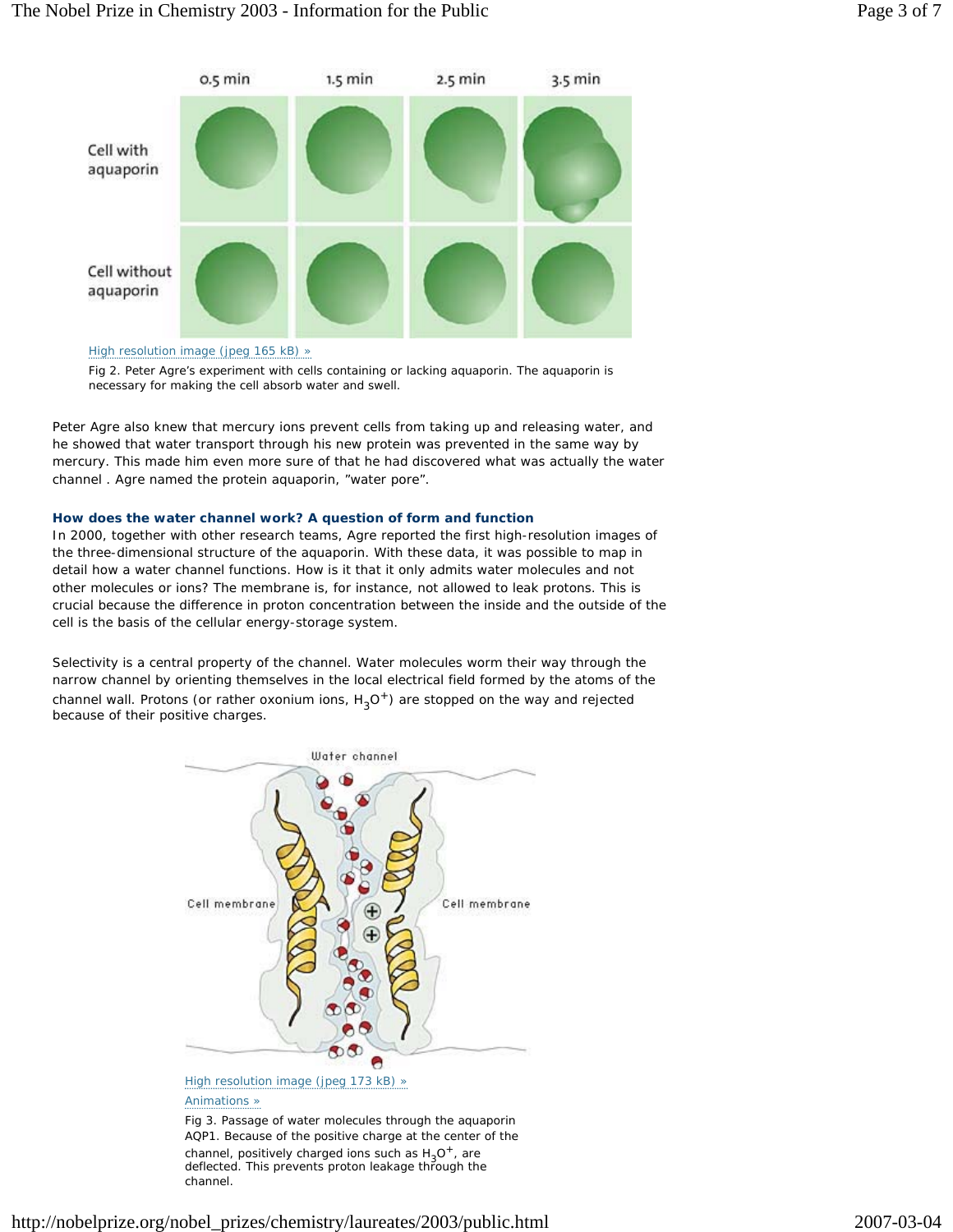High resolution image (jpeg 165 kB) »

Fig 2. Peter Agre's experiment with cells containing or lacking aquaporin. The aquaporin is necessary for making the cell absorb water and swell.

Peter Agre also knew that mercury ions prevent cells from taking up and releasing water, and he showed that water transport through his new protein was prevented in the same way by mercury. This made him even more sure of that he had discovered what was actually the water channel . Agre named the protein aquaporin, "water pore".

**How does the water channel work? A question of form and function**

In 2000, together with other research teams, Agre reported the first high-resolution images of the three-dimensional structure of the aquaporin. With these data, it was possible to map in detail how a water channel functions. How is it that it only admits water molecules and not other molecules or ions? The membrane is, for instance, not allowed to leak protons. This is crucial because the difference in proton concentration between the inside and the outside of the cell is the basis of the cellular energy-storage system.

Selectivity is a central property of the channel. Water molecules worm their way through the narrow channel by orienting themselves in the local electrical field formed by the atoms of the channel wall. Protons (or rather oxonium ions, $H_3O^+$) are stopped on the way and rejected because of their positive charges.

High resolution image (jpeg 173 kB) »

Animations »

Fig 3. Passage of water molecules through the aquaporin AQP1. Because of the positive charge at the center of the channel, positively charged ions such as $H_3O^+$, are deflected. This prevents proton leakage through the channel.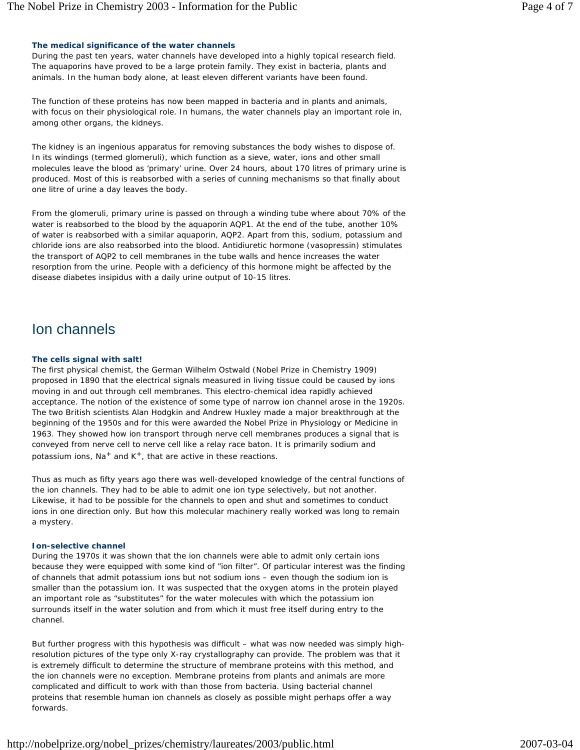### The medical significance of the water channels

During the past ten years, water channels have developed into a highly topical research field. The aquaporins have proved to be a large protein family. They exist in bacteria, plants and animals. In the human body alone, at least eleven different variants have been found.

The function of these proteins has now been mapped in bacteria and in plants and animals, with focus on their physiological role. In humans, the water channels play an important role in, among other organs, the kidneys.

The kidney is an ingenious apparatus for removing substances the body wishes to dispose of. In its windings (termed glomeruli), which function as a sieve, water, ions and other small molecules leave the blood as 'primary' urine. Over 24 hours, about 170 litres of primary urine is produced. Most of this is reabsorbed with a series of cunning mechanisms so that finally about one litre of urine a day leaves the body.

From the glomeruli, primary urine is passed on through a winding tube where about 70% of the water is reabsorbed to the blood by the aquaporin AQP1. At the end of the tube, another 10% of water is reabsorbed with a similar aquaporin, AQP2. Apart from this, sodium, potassium and chloride ions are also reabsorbed into the blood. Antidiuretic hormone (vasopressin) stimulates the transport of AQP2 to cell membranes in the tube walls and hence increases the water resorption from the urine. People with a deficiency of this hormone might be affected by the disease diabetes insipidus with a daily urine output of 10-15 litres.

# Ion channels

### The cells signal with salt!

The first physical chemist, the German Wilhelm Ostwald (Nobel Prize in Chemistry 1909) proposed in 1890 that the electrical signals measured in living tissue could be caused by ions moving in and out through cell membranes. This electro-chemical idea rapidly achieved acceptance. The notion of the existence of some type of narrow ion channel arose in the 1920s. The two British scientists Alan Hodgkin and Andrew Huxley made a major breakthrough at the beginning of the 1950s and for this were awarded the Nobel Prize in Physiology or Medicine in 1963. They showed how ion transport through nerve cell membranes produces a signal that is conveyed from nerve cell to nerve cell like a relay race baton. It is primarily sodium and potassium ions, $Na^+$ and $K^+$, that are active in these reactions.

Thus as much as fifty years ago there was well-developed knowledge of the central functions of the ion channels. They had to be able to admit one ion type selectively, but not another. Likewise, it had to be possible for the channels to open and shut and sometimes to conduct ions in one direction only. But how this molecular machinery really worked was long to remain a mystery.

### Ion-selective channel

During the 1970s it was shown that the ion channels were able to admit only certain ions because they were equipped with some kind of "ion filter". Of particular interest was the finding of channels that admit potassium ions but not sodium ions – even though the sodium ion is smaller than the potassium ion. It was suspected that the oxygen atoms in the protein played an important role as "substitutes" for the water molecules with which the potassium ion surrounds itself in the water solution and from which it must free itself during entry to the channel.

But further progress with this hypothesis was difficult – what was now needed was simply high-resolution pictures of the type only X-ray crystallography can provide. The problem was that it is extremely difficult to determine the structure of membrane proteins with this method, and the ion channels were no exception. Membrane proteins from plants and animals are more complicated and difficult to work with than those from bacteria. Using bacterial channel proteins that resemble human ion channels as closely as possible might perhaps offer a way forwards.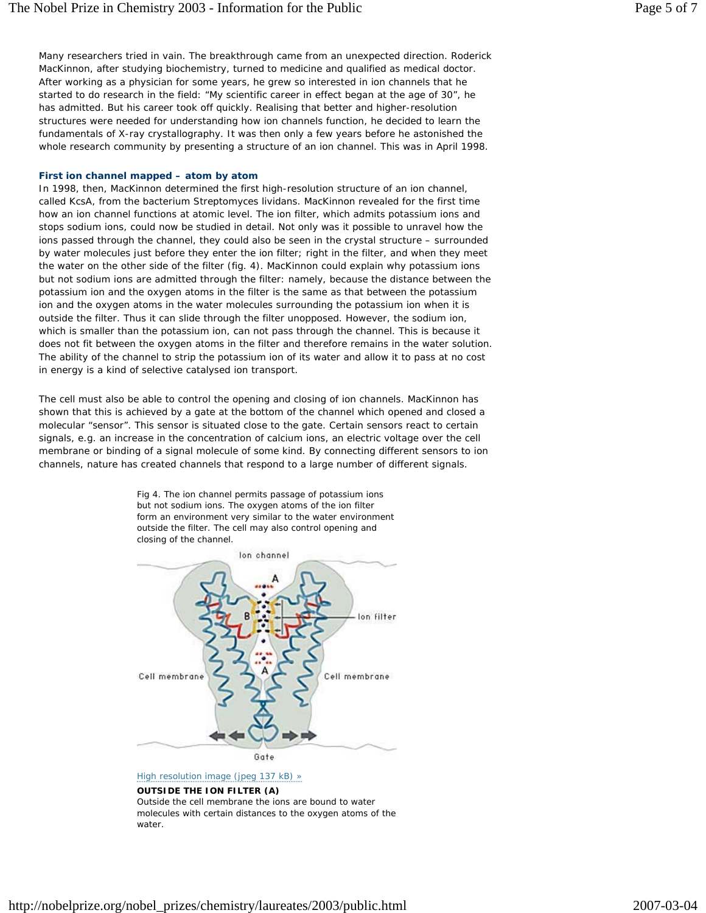Many researchers tried in vain. The breakthrough came from an unexpected direction. Roderick MacKinnon, after studying biochemistry, turned to medicine and qualified as medical doctor. After working as a physician for some years, he grew so interested in ion channels that he started to do research in the field: “My scientific career in effect began at the age of 30”, he has admitted. But his career took off quickly. Realising that better and higher-resolution structures were needed for understanding how ion channels function, he decided to learn the fundamentals of X-ray crystallography. It was then only a few years before he astonished the whole research community by presenting a structure of an ion channel. This was in April 1998.

### First ion channel mapped – atom by atom

In 1998, then, MacKinnon determined the first high-resolution structure of an ion channel, called KcsA, from the bacterium Streptomyces lividans. MacKinnon revealed for the first time how an ion channel functions at atomic level. The ion filter, which admits potassium ions and stops sodium ions, could now be studied in detail. Not only was it possible to unravel how the ions passed through the channel, they could also be seen in the crystal structure – surrounded by water molecules just before they enter the ion filter; right in the filter, and when they meet the water on the other side of the filter (fig. 4). MacKinnon could explain why potassium ions but not sodium ions are admitted through the filter: namely, because the distance between the potassium ion and the oxygen atoms in the filter is the same as that between the potassium ion and the oxygen atoms in the water molecules surrounding the potassium ion when it is outside the filter. Thus it can slide through the filter unopposed. However, the sodium ion, which is smaller than the potassium ion, can not pass through the channel. This is because it does not fit between the oxygen atoms in the filter and therefore remains in the water solution. The ability of the channel to strip the potassium ion of its water and allow it to pass at no cost in energy is a kind of selective catalysed ion transport.

The cell must also be able to control the opening and closing of ion channels. MacKinnon has shown that this is achieved by a gate at the bottom of the channel which opened and closed a molecular “sensor”. This sensor is situated close to the gate. Certain sensors react to certain signals, e.g. an increase in the concentration of calcium ions, an electric voltage over the cell membrane or binding of a signal molecule of some kind. By connecting different sensors to ion channels, nature has created channels that respond to a large number of different signals.

Fig 4. The ion channel permits passage of potassium ions but not sodium ions. The oxygen atoms of the ion filter form an environment very similar to the water environment outside the filter. The cell may also control opening and closing of the channel.

Ion channel

A

B

Ion filter

A

Cell membrane

Cell membrane

Gate

High resolution image (jpeg 137 kB) »

**OUTSIDE THE ION FILTER (A)**
Outside the cell membrane the ions are bound to water molecules with certain distances to the oxygen atoms of the water.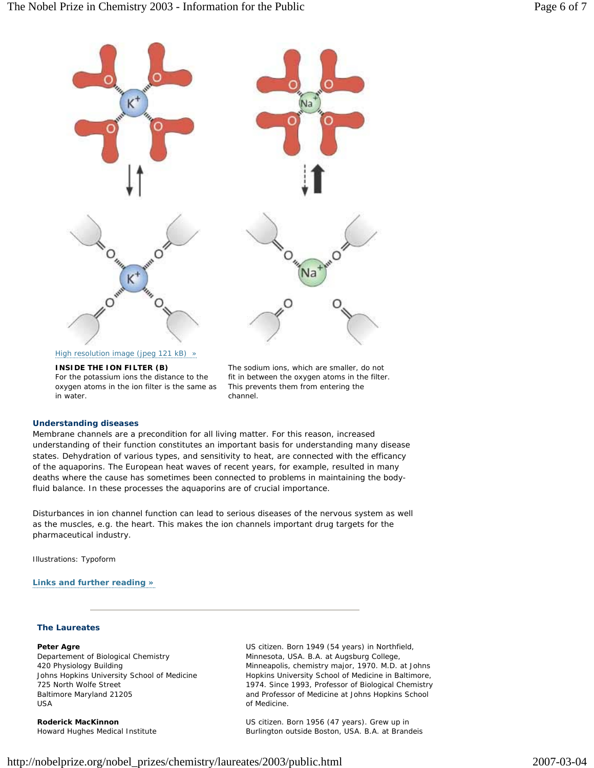High resolution image (jpeg 121 kB) »

**INSIDE THE ION FILTER (B)**
For the potassium ions the distance to the oxygen atoms in the ion filter is the same as in water.

The sodium ions, which are smaller, do not fit in between the oxygen atoms in the filter. This prevents them from entering the channel.

### Understanding diseases

Membrane channels are a precondition for all living matter. For this reason, increased understanding of their function constitutes an important basis for understanding many disease states. Dehydration of various types, and sensitivity to heat, are connected with the efficancy of the aquaporins. The European heat waves of recent years, for example, resulted in many deaths where the cause has sometimes been connected to problems in maintaining the body-fluid balance. In these processes the aquaporins are of crucial importance.

Disturbances in ion channel function can lead to serious diseases of the nervous system as well as the muscles, e.g. the heart. This makes the ion channels important drug targets for the pharmaceutical industry.

Illustrations: Typoform

**Links and further reading »**

---

### The Laureates

**Peter Agre**
Departement of Biological Chemistry
420 Physiology Building
Johns Hopkins University School of Medicine
725 North Wolfe Street
Baltimore Maryland 21205
USA

US citizen. Born 1949 (54 years) in Northfield, Minnesota, USA. B.A. at Augsburg College, Minneapolis, chemistry major, 1970. M.D. at Johns Hopkins University School of Medicine in Baltimore, 1974. Since 1993, Professor of Biological Chemistry and Professor of Medicine at Johns Hopkins School of Medicine.

**Roderick MacKinnon**
Howard Hughes Medical Institute

US citizen. Born 1956 (47 years). Grew up in Burlington outside Boston, USA. B.A. at Brandeis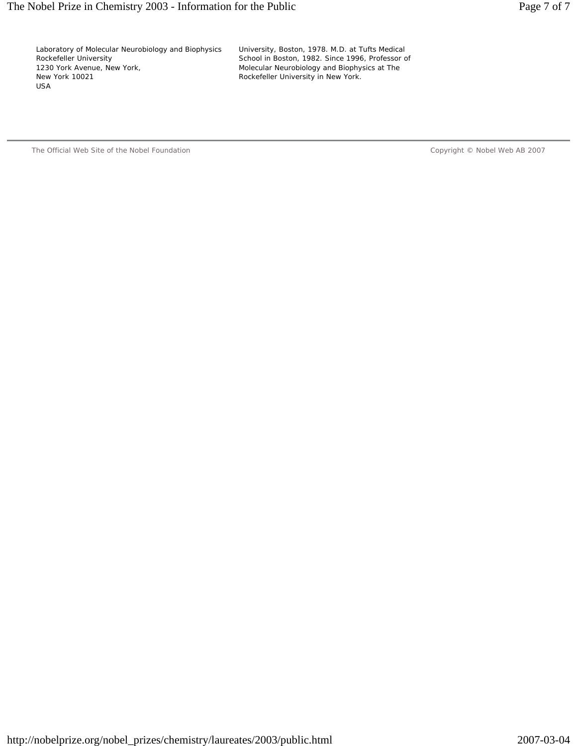Laboratory of Molecular Neurobiology and Biophysics
Rockefeller University
1230 York Avenue, New York,
New York 10021
USA

University, Boston, 1978. M.D. at Tufts Medical School in Boston, 1982. Since 1996, Professor of Molecular Neurobiology and Biophysics at The Rockefeller University in New York.